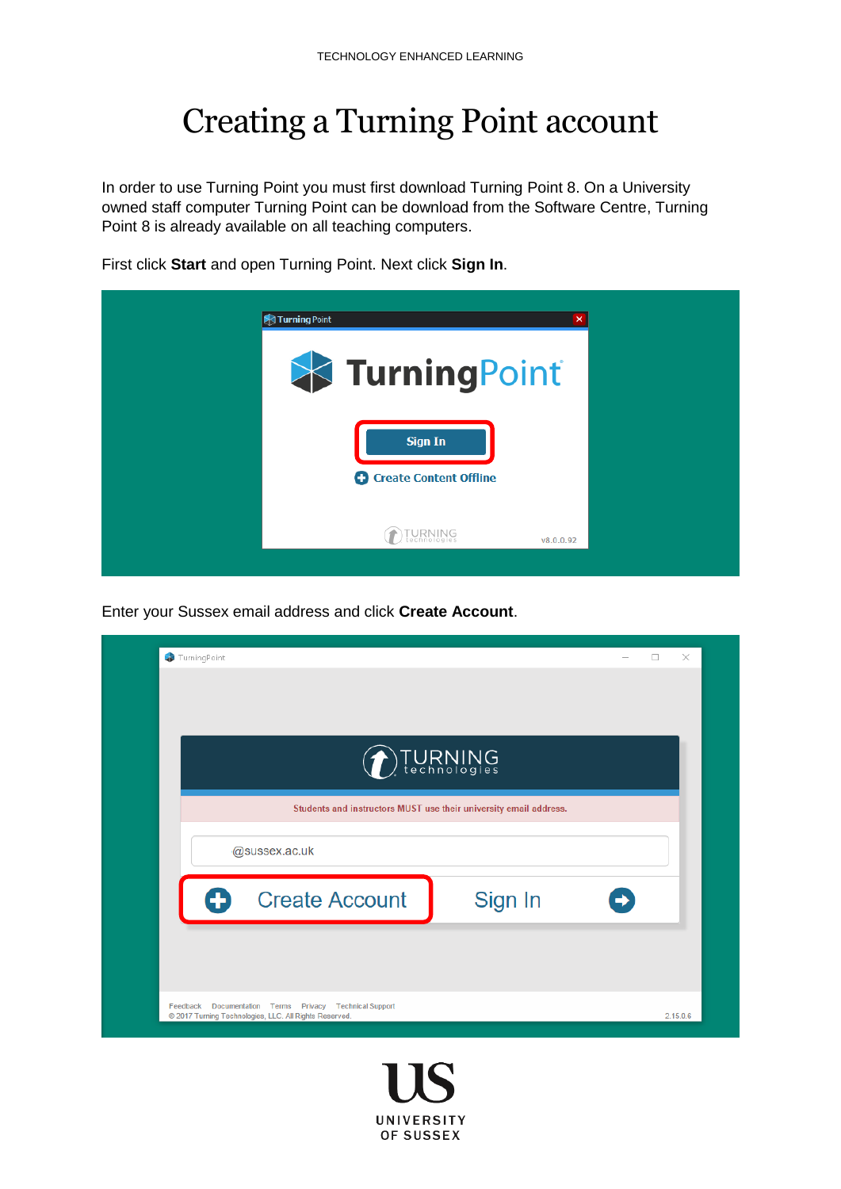# Creating a Turning Point account

In order to use Turning Point you must first download Turning Point 8. On a University owned staff computer Turning Point can be download from the Software Centre, Turning Point 8 is already available on all teaching computers.

First click **Start** and open Turning Point. Next click **Sign In**.

Enter your Sussex email address and click **Create Account**.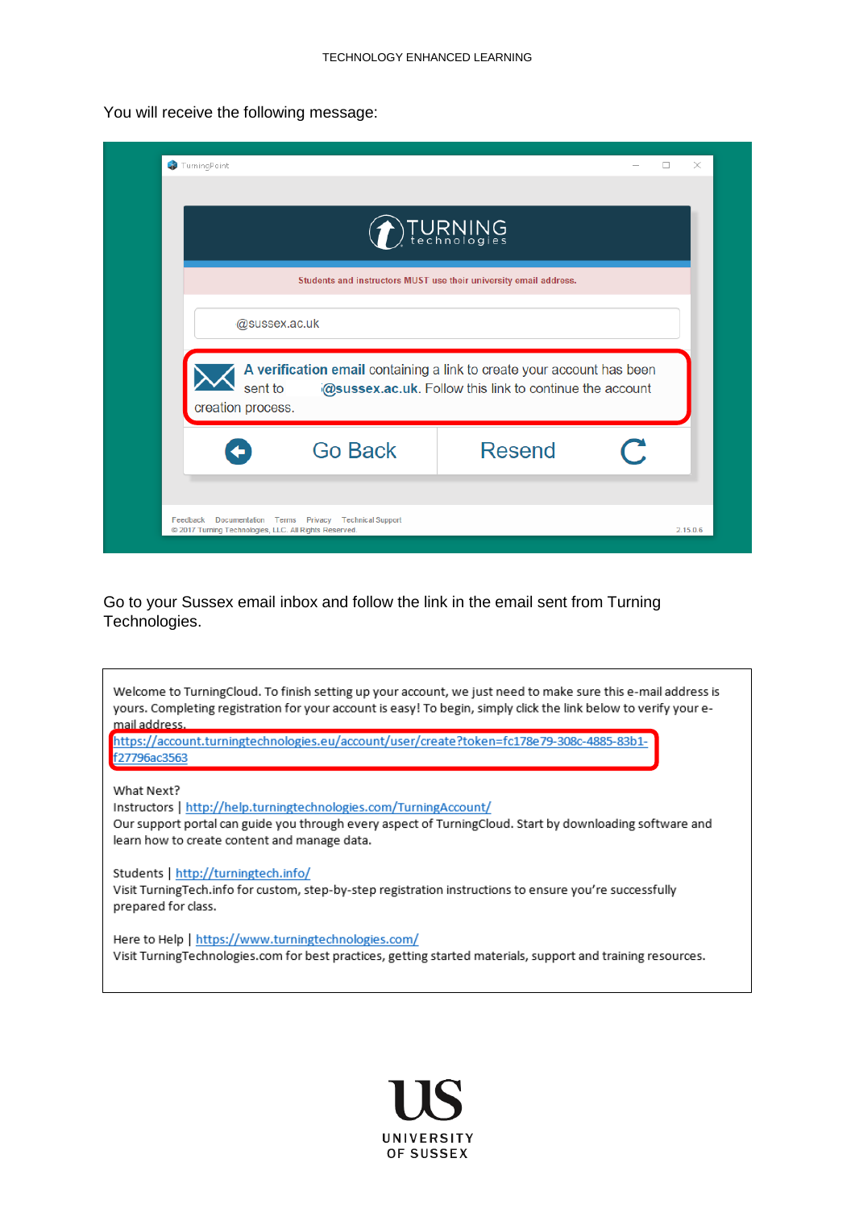You will receive the following message:

TurningPoint

TURNING technologies

Students and instructors MUST use their university email address.

@sussex.ac.uk

A verification email containing a link to create your account has been sent to @sussex.ac.uk. Follow this link to continue the account creation process.

Go Back | Resend

Feedback Documentation Terms Privacy Technical Support
© 2017 Turning Technologies, LLC. All Rights Reserved. 2.15.0.6

Go to your Sussex email inbox and follow the link in the email sent from Turning Technologies.

Welcome to TurningCloud. To finish setting up your account, we just need to make sure this e-mail address is yours. Completing registration for your account is easy! To begin, simply click the link below to verify your e-mail address.
https://account.turningtechnologies.eu/account/user/create?token=fc178e79-308c-4885-83b1-f27796ac3563

What Next?
Instructors | http://help.turningtechnologies.com/TurningAccount/
Our support portal can guide you through every aspect of TurningCloud. Start by downloading software and learn how to create content and manage data.

Students | http://turningtech.info/
Visit TurningTech.info for custom, step-by-step registration instructions to ensure you're successfully prepared for class.

Here to Help | https://www.turningtechnologies.com/
Visit TurningTechnologies.com for best practices, getting started materials, support and training resources.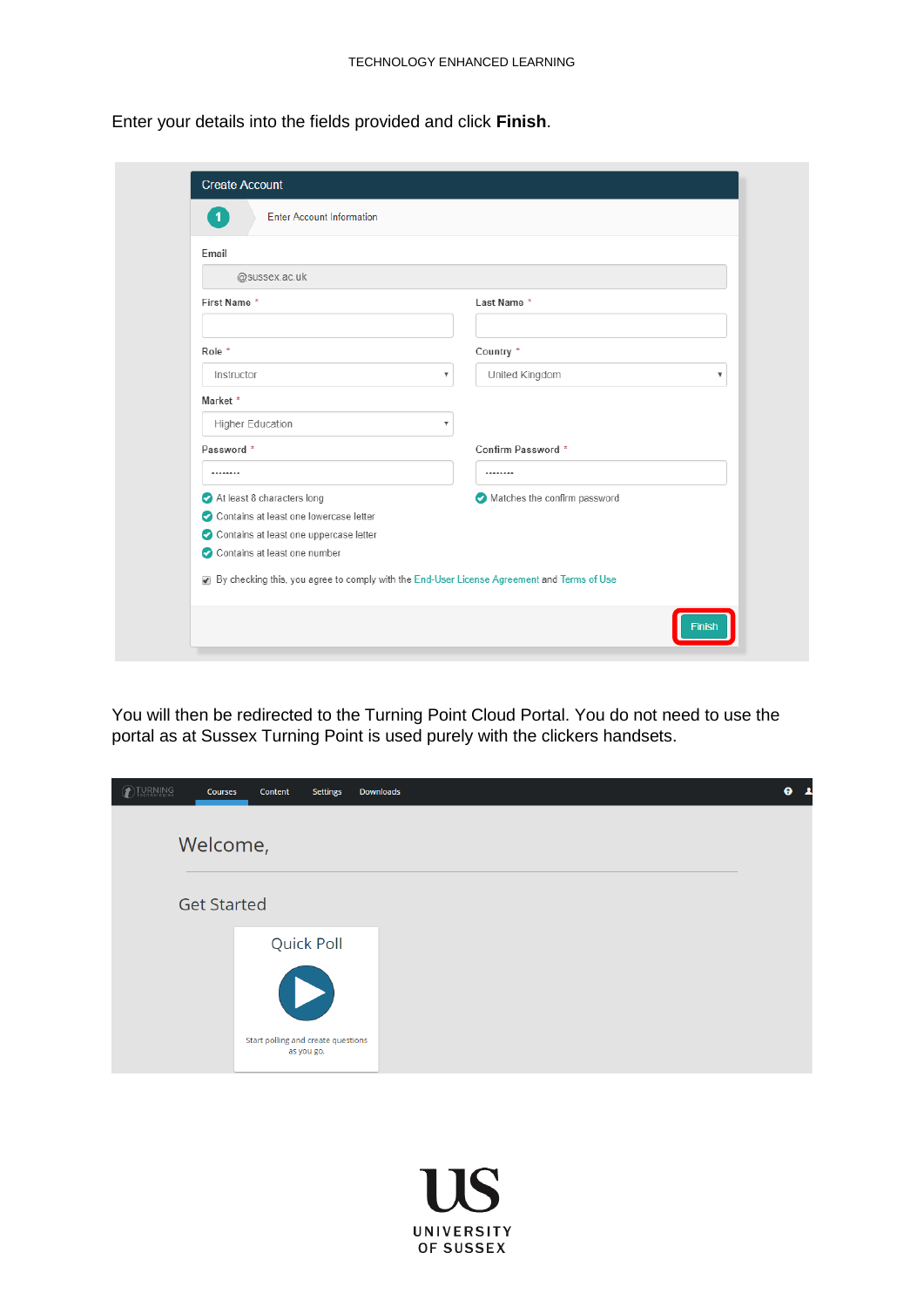Enter your details into the fields provided and click **Finish**.

You will then be redirected to the Turning Point Cloud Portal. You do not need to use the portal as at Sussex Turning Point is used purely with the clickers handsets.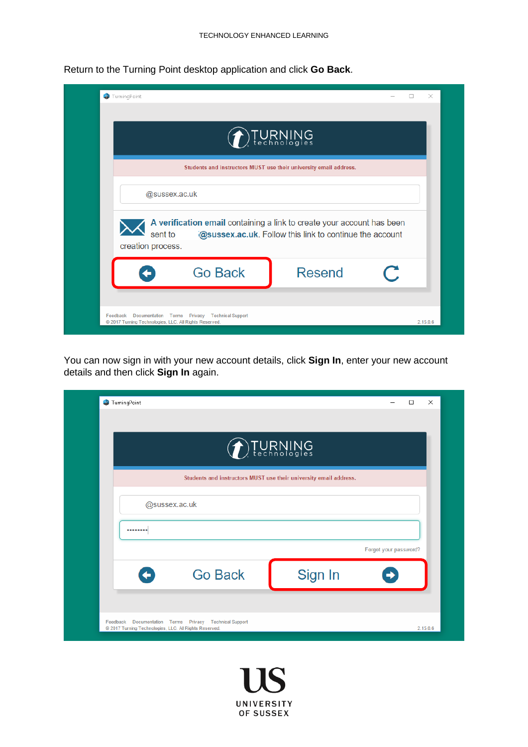Return to the Turning Point desktop application and click **Go Back**.

You can now sign in with your new account details, click **Sign In**, enter your new account details and then click **Sign In** again.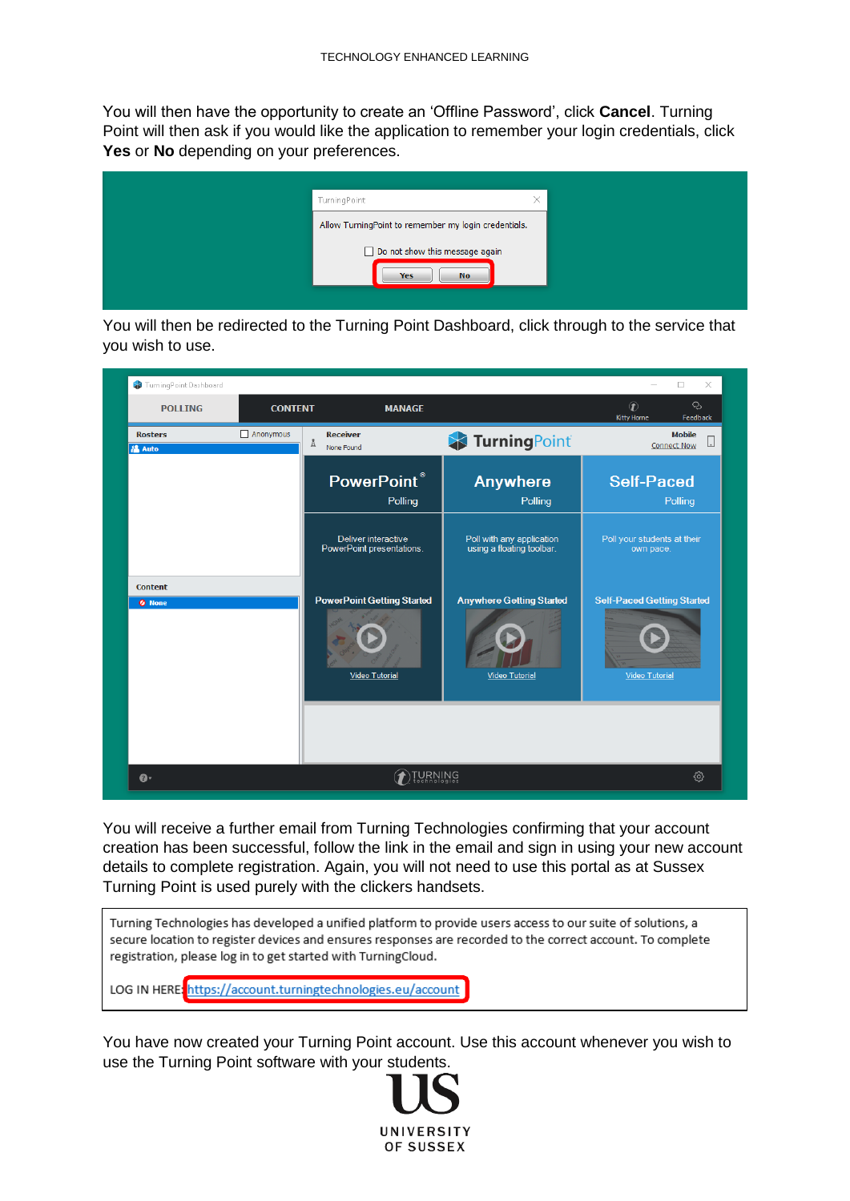You will then have the opportunity to create an 'Offline Password', click **Cancel**. Turning Point will then ask if you would like the application to remember your login credentials, click **Yes** or **No** depending on your preferences.

You will then be redirected to the Turning Point Dashboard, click through to the service that you wish to use.

You will receive a further email from Turning Technologies confirming that your account creation has been successful, follow the link in the email and sign in using your new account details to complete registration. Again, you will not need to use this portal as at Sussex Turning Point is used purely with the clickers handsets.

> Turning Technologies has developed a unified platform to provide users access to our suite of solutions, a secure location to register devices and ensures responses are recorded to the correct account. To complete registration, please log in to get started with TurningCloud.
>
> LOG IN HERE: https://account.turningtechnologies.eu/account

You have now created your Turning Point account. Use this account whenever you wish to use the Turning Point software with your students.